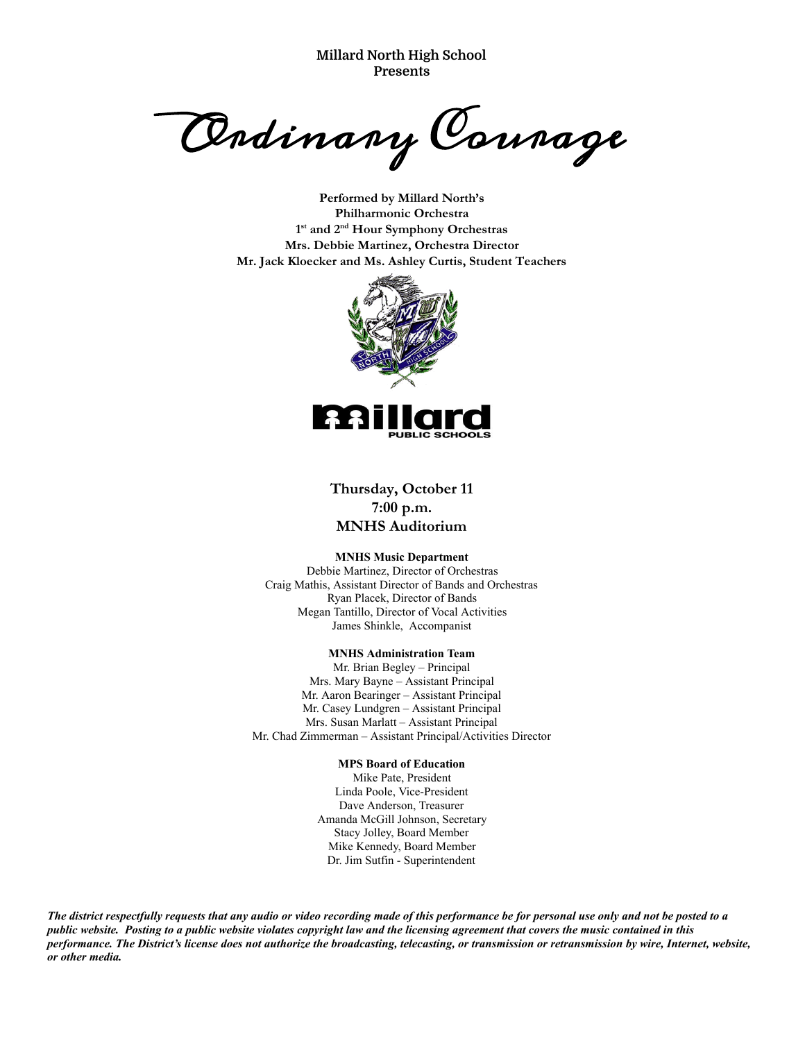**Millard North High School**
**Presents**

# Ordinary Courage

**Performed by Millard North's**
**Philharmonic Orchestra**
**1st and 2nd Hour Symphony Orchestras**
**Mrs. Debbie Martinez, Orchestra Director**
**Mr. Jack Kloecker and Ms. Ashley Curtis, Student Teachers**

**Thursday, October 11**
**7:00 p.m.**
**MNHS Auditorium**

**MNHS Music Department**

Debbie Martinez, Director of Orchestras
Craig Mathis, Assistant Director of Bands and Orchestras
Ryan Placek, Director of Bands
Megan Tantillo, Director of Vocal Activities
James Shinkle, Accompanist

**MNHS Administration Team**

Mr. Brian Begley – Principal
Mrs. Mary Bayne – Assistant Principal
Mr. Aaron Bearinger – Assistant Principal
Mr. Casey Lundgren – Assistant Principal
Mrs. Susan Marlatt – Assistant Principal
Mr. Chad Zimmerman – Assistant Principal/Activities Director

**MPS Board of Education**

Mike Pate, President
Linda Poole, Vice-President
Dave Anderson, Treasurer
Amanda McGill Johnson, Secretary
Stacy Jolley, Board Member
Mike Kennedy, Board Member
Dr. Jim Sutfin - Superintendent

***The district respectfully requests that any audio or video recording made of this performance be for personal use only and not be posted to a public website. Posting to a public website violates copyright law and the licensing agreement that covers the music contained in this performance. The District's license does not authorize the broadcasting, telecasting, or transmission or retransmission by wire, Internet, website, or other media.***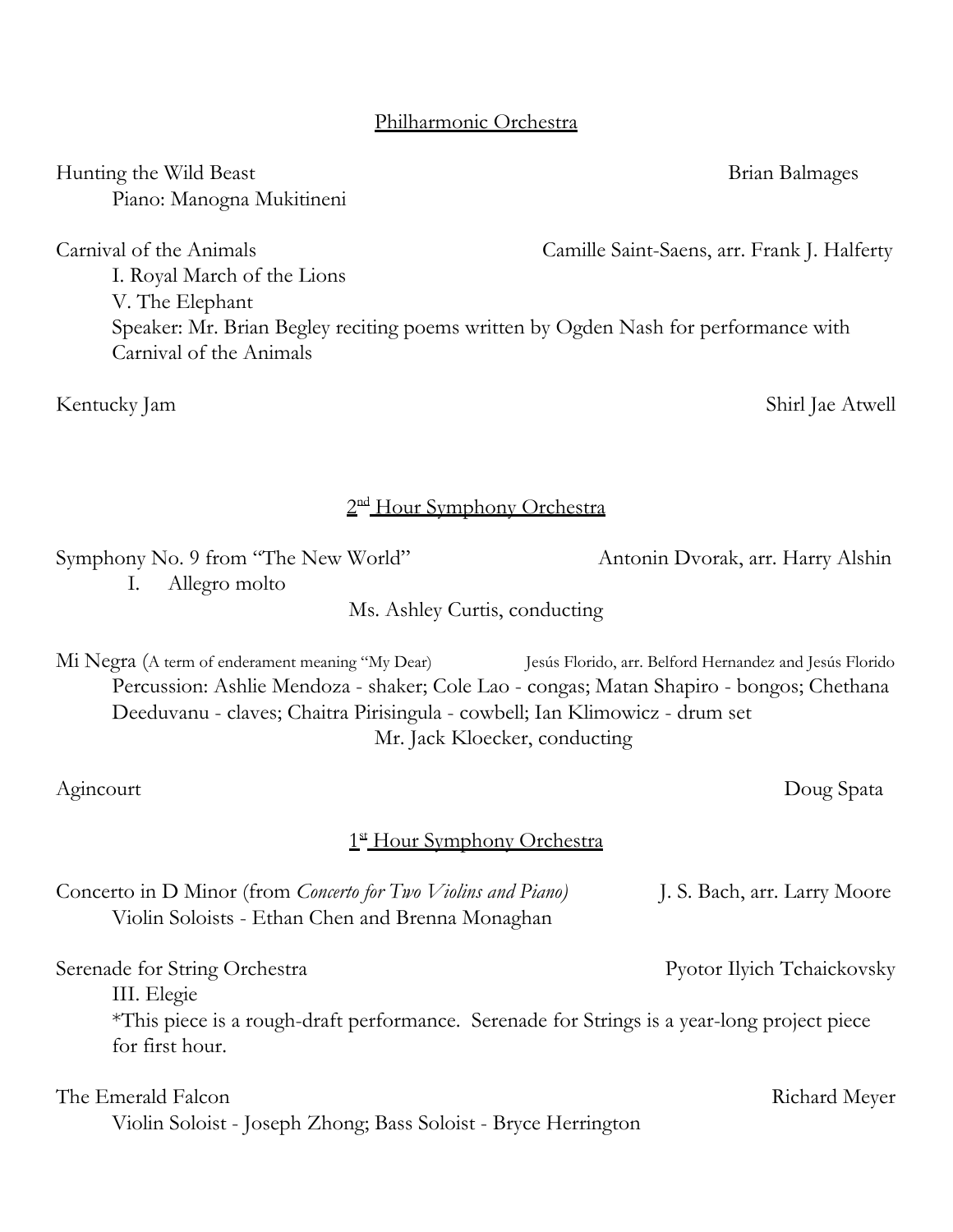## Philharmonic Orchestra

Hunting the Wild Beast — Brian Balmages
Piano: Manogna Mukitineni

Carnival of the Animals — Camille Saint-Saens, arr. Frank J. Halferty
I. Royal March of the Lions
V. The Elephant
Speaker: Mr. Brian Begley reciting poems written by Ogden Nash for performance with Carnival of the Animals

Kentucky Jam — Shirl Jae Atwell

## 2nd Hour Symphony Orchestra

Symphony No. 9 from "The New World" — Antonin Dvorak, arr. Harry Alshin
I. Allegro molto

Ms. Ashley Curtis, conducting

Mi Negra (A term of enderament meaning "My Dear) — Jesús Florido, arr. Belford Hernandez and Jesús Florido
Percussion: Ashlie Mendoza - shaker; Cole Lao - congas; Matan Shapiro - bongos; Chethana Deeduvanu - claves; Chaitra Pirisingula - cowbell; Ian Klimowicz - drum set

Mr. Jack Kloecker, conducting

Agincourt — Doug Spata

## 1st Hour Symphony Orchestra

Concerto in D Minor (from *Concerto for Two Violins and Piano)* — J. S. Bach, arr. Larry Moore
Violin Soloists - Ethan Chen and Brenna Monaghan

Serenade for String Orchestra — Pyotor Ilyich Tchaickovsky
III. Elegie
*This piece is a rough-draft performance. Serenade for Strings is a year-long project piece for first hour.

The Emerald Falcon — Richard Meyer
Violin Soloist - Joseph Zhong; Bass Soloist - Bryce Herrington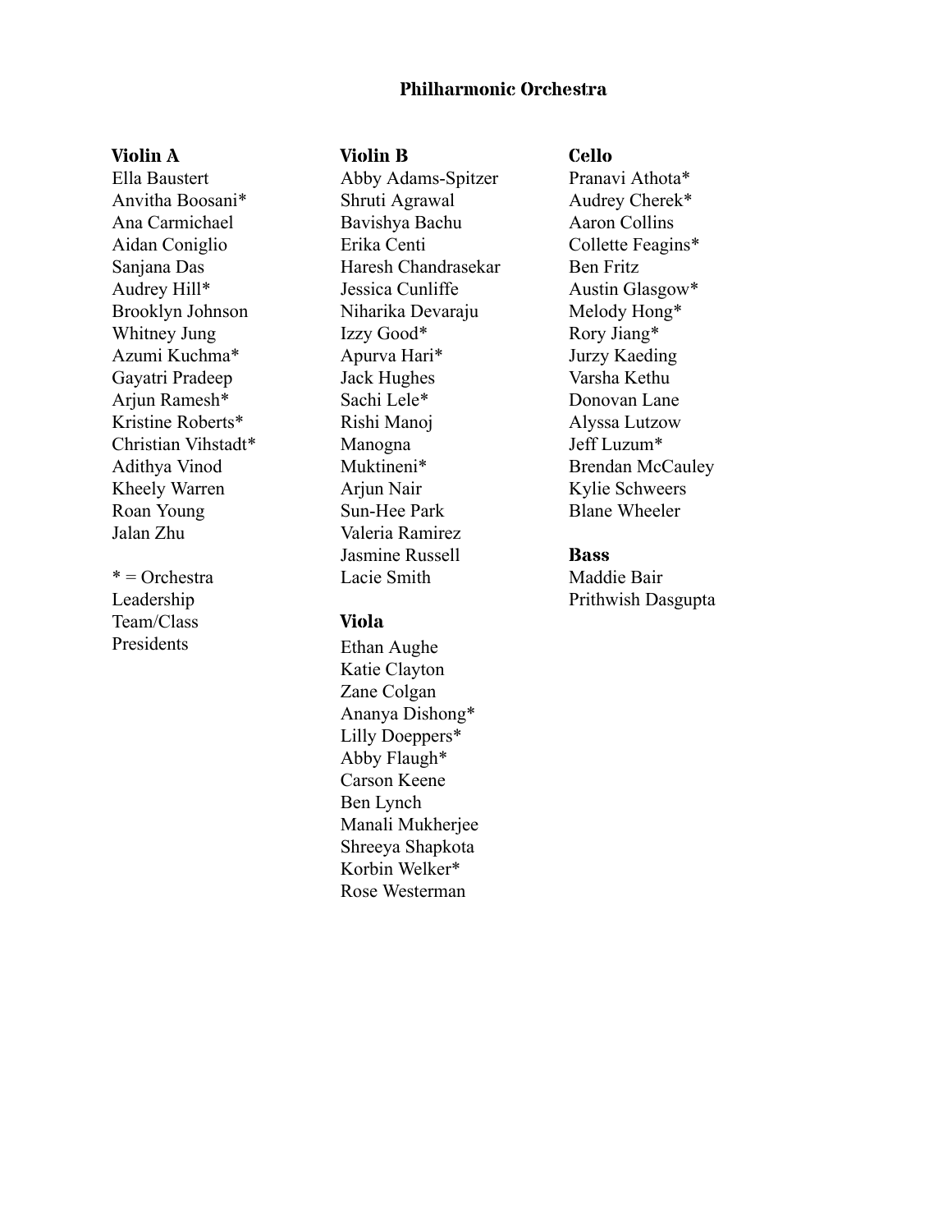# Philharmonic Orchestra

### Violin A

Ella Baustert
Anvitha Boosani*
Ana Carmichael
Aidan Coniglio
Sanjana Das
Audrey Hill*
Brooklyn Johnson
Whitney Jung
Azumi Kuchma*
Gayatri Pradeep
Arjun Ramesh*
Kristine Roberts*
Christian Vihstadt*
Adithya Vinod
Kheely Warren
Roan Young
Jalan Zhu

* = Orchestra Leadership Team/Class Presidents

### Violin B

Abby Adams-Spitzer
Shruti Agrawal
Bavishya Bachu
Erika Centi
Haresh Chandrasekar
Jessica Cunliffe
Niharika Devaraju
Izzy Good*
Apurva Hari*
Jack Hughes
Sachi Lele*
Rishi Manoj
Manogna Muktineni*
Arjun Nair
Sun-Hee Park
Valeria Ramirez
Jasmine Russell
Lacie Smith

### Viola

Ethan Aughe
Katie Clayton
Zane Colgan
Ananya Dishong*
Lilly Doeppers*
Abby Flaugh*
Carson Keene
Ben Lynch
Manali Mukherjee
Shreeya Shapkota
Korbin Welker*
Rose Westerman

### Cello

Pranavi Athota*
Audrey Cherek*
Aaron Collins
Collette Feagins*
Ben Fritz
Austin Glasgow*
Melody Hong*
Rory Jiang*
Jurzy Kaeding
Varsha Kethu
Donovan Lane
Alyssa Lutzow
Jeff Luzum*
Brendan McCauley
Kylie Schweers
Blane Wheeler

### Bass

Maddie Bair
Prithwish Dasgupta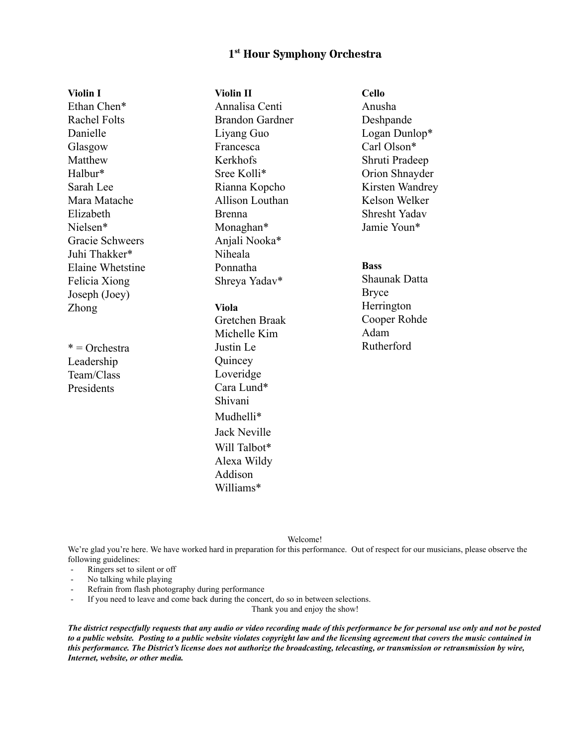# 1st Hour Symphony Orchestra

**Violin I**
Ethan Chen*
Rachel Folts
Danielle Glasgow
Matthew Halbur*
Sarah Lee
Mara Matache
Elizabeth Nielsen*
Gracie Schweers
Juhi Thakker*
Elaine Whetstine
Felicia Xiong
Joseph (Joey) Zhong

* = Orchestra Leadership Team/Class Presidents

**Violin II**
Annalisa Centi
Brandon Gardner
Liyang Guo
Francesca Kerkhofs
Sree Kolli*
Rianna Kopcho
Allison Louthan
Brenna Monaghan*
Anjali Nooka*
Niheala Ponnatha
Shreya Yadav*

**Viola**
Gretchen Braak
Michelle Kim
Justin Le
Quincey Loveridge
Cara Lund*
Shivani Mudhelli*
Jack Neville
Will Talbot*
Alexa Wildy
Addison Williams*

**Cello**
Anusha Deshpande
Logan Dunlop*
Carl Olson*
Shruti Pradeep
Orion Shnayder
Kirsten Wandrey
Kelson Welker
Shresht Yadav
Jamie Youn*

**Bass**
Shaunak Datta
Bryce Herrington
Cooper Rohde
Adam Rutherford

Welcome!

We're glad you're here. We have worked hard in preparation for this performance. Out of respect for our musicians, please observe the following guidelines:

- Ringers set to silent or off
- No talking while playing
- Refrain from flash photography during performance
- If you need to leave and come back during the concert, do so in between selections.

Thank you and enjoy the show!

***The district respectfully requests that any audio or video recording made of this performance be for personal use only and not be posted to a public website. Posting to a public website violates copyright law and the licensing agreement that covers the music contained in this performance. The District's license does not authorize the broadcasting, telecasting, or transmission or retransmission by wire, Internet, website, or other media.***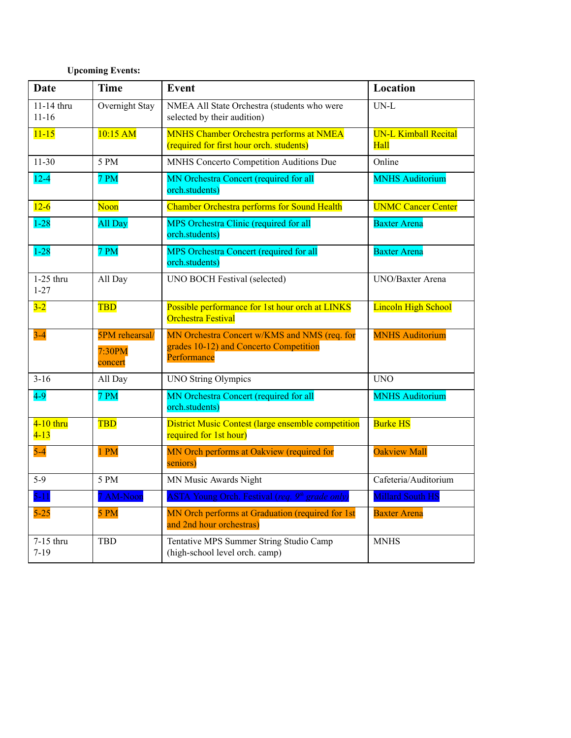**Upcoming Events:**

| Date | Time | Event | Location |
|---|---|---|---|
| 11-14 thru 11-16 | Overnight Stay | NMEA All State Orchestra (students who were selected by their audition) | UN-L |
| 11-15 | 10:15 AM | MNHS Chamber Orchestra performs at NMEA (required for first hour orch. students) | UN-L Kimball Recital Hall |
| 11-30 | 5 PM | MNHS Concerto Competition Auditions Due | Online |
| 12-4 | 7 PM | MN Orchestra Concert (required for all orch.students) | MNHS Auditorium |
| 12-6 | Noon | Chamber Orchestra performs for Sound Health | UNMC Cancer Center |
| 1-28 | All Day | MPS Orchestra Clinic (required for all orch.students) | Baxter Arena |
| 1-28 | 7 PM | MPS Orchestra Concert (required for all orch.students) | Baxter Arena |
| 1-25 thru 1-27 | All Day | UNO BOCH Festival (selected) | UNO/Baxter Arena |
| 3-2 | TBD | Possible performance for 1st hour orch at LINKS Orchestra Festival | Lincoln High School |
| 3-4 | 5PM rehearsal/ 7:30PM concert | MN Orchestra Concert w/KMS and NMS (req. for grades 10-12) and Concerto Competition Performance | MNHS Auditorium |
| 3-16 | All Day | UNO String Olympics | UNO |
| 4-9 | 7 PM | MN Orchestra Concert (required for all orch.students) | MNHS Auditorium |
| 4-10 thru 4-13 | TBD | District Music Contest (large ensemble competition required for 1st hour) | Burke HS |
| 5-4 | 1 PM | MN Orch performs at Oakview (required for seniors) | Oakview Mall |
| 5-9 | 5 PM | MN Music Awards Night | Cafeteria/Auditorium |
| 5-11 | 7 AM-Noon | ASTA Young Orch. Festival *(req. 9th grade only)* | Millard South HS |
| 5-25 | 5 PM | MN Orch performs at Graduation (required for 1st and 2nd hour orchestras) | Baxter Arena |
| 7-15 thru 7-19 | TBD | Tentative MPS Summer String Studio Camp (high-school level orch. camp) | MNHS |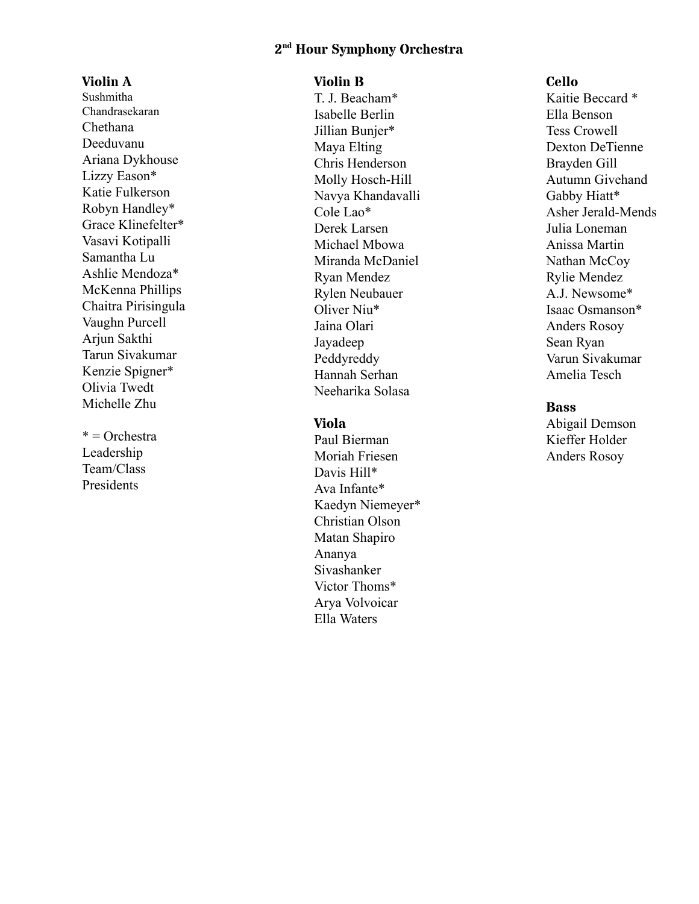# 2nd Hour Symphony Orchestra

### Violin A

Sushmitha Chandrasekaran
Chethana Deeduvanu
Ariana Dykhouse
Lizzy Eason*
Katie Fulkerson
Robyn Handley*
Grace Klinefelter*
Vasavi Kotipalli
Samantha Lu
Ashlie Mendoza*
McKenna Phillips
Chaitra Pirisingula
Vaughn Purcell
Arjun Sakthi
Tarun Sivakumar
Kenzie Spigner*
Olivia Twedt
Michelle Zhu

* = Orchestra Leadership Team/Class Presidents

### Violin B

T. J. Beacham*
Isabelle Berlin
Jillian Bunjer*
Maya Elting
Chris Henderson
Molly Hosch-Hill
Navya Khandavalli
Cole Lao*
Derek Larsen
Michael Mbowa
Miranda McDaniel
Ryan Mendez
Rylen Neubauer
Oliver Niu*
Jaina Olari
Jayadeep Peddyreddy
Hannah Serhan
Neeharika Solasa

### Viola

Paul Bierman
Moriah Friesen
Davis Hill*
Ava Infante*
Kaedyn Niemeyer*
Christian Olson
Matan Shapiro
Ananya Sivashanker
Victor Thoms*
Arya Volvoicar
Ella Waters

### Cello

Kaitie Beccard *
Ella Benson
Tess Crowell
Dexton DeTienne
Brayden Gill
Autumn Givehand
Gabby Hiatt*
Asher Jerald-Mends
Julia Loneman
Anissa Martin
Nathan McCoy
Rylie Mendez
A.J. Newsome*
Isaac Osmanson*
Anders Rosoy
Sean Ryan
Varun Sivakumar
Amelia Tesch

### Bass

Abigail Demson
Kieffer Holder
Anders Rosoy